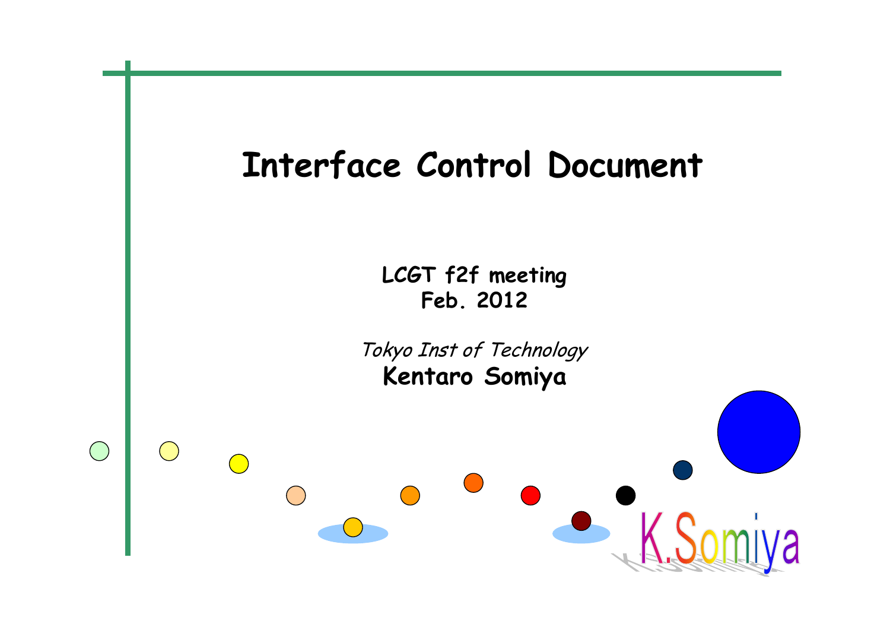# Interface Control Document

**LCGT f2f meeting**
**Feb. 2012**

*Tokyo Inst of Technology*
**Kentaro Somiya**

K.Somiya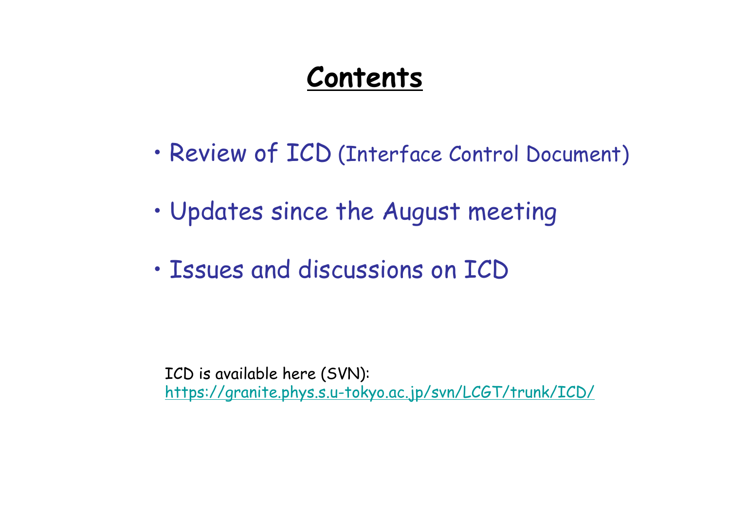# Contents

- Review of ICD (Interface Control Document)
- Updates since the August meeting
- Issues and discussions on ICD

ICD is available here (SVN):
https://granite.phys.s.u-tokyo.ac.jp/svn/LCGT/trunk/ICD/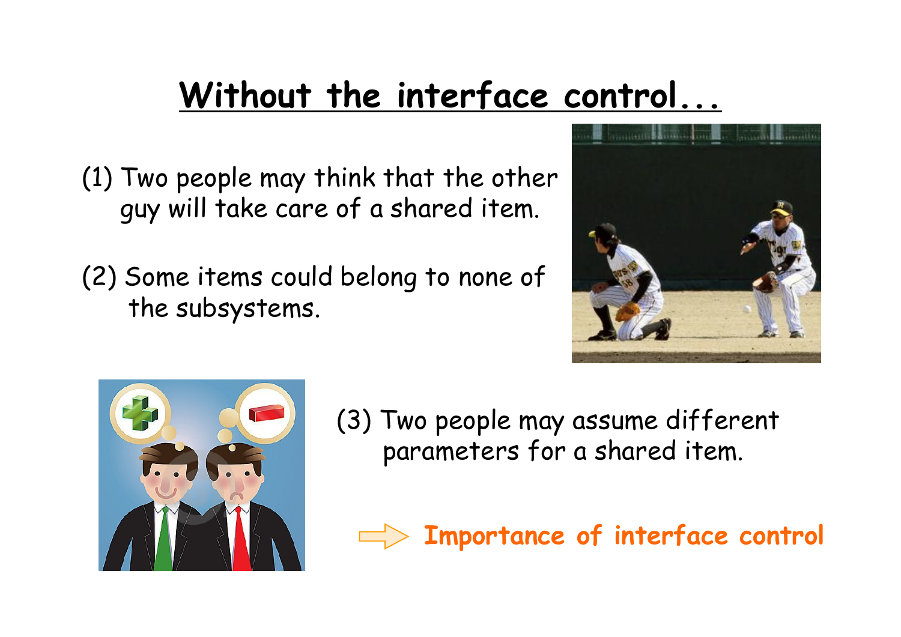# Without the interface control...

(1) Two people may think that the other guy will take care of a shared item.

(2) Some items could belong to none of the subsystems.

(3) Two people may assume different parameters for a shared item.

⇨ **Importance of interface control**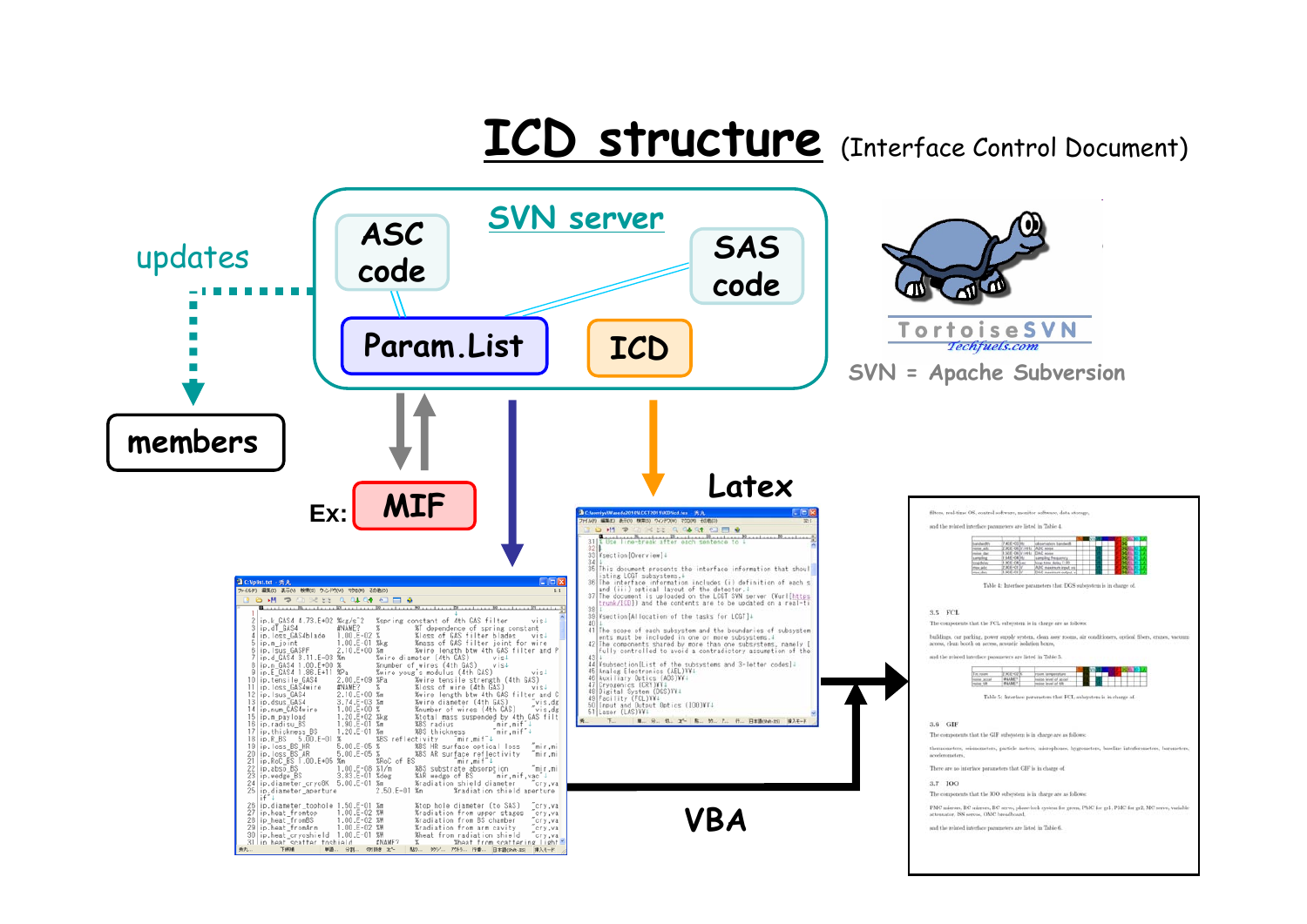# ICD structure (Interface Control Document)

SVN server

- ASC code
- SAS code
- Param.List
- ICD

updates → members

Ex: MIF

Latex

VBA

SVN = Apache Subversion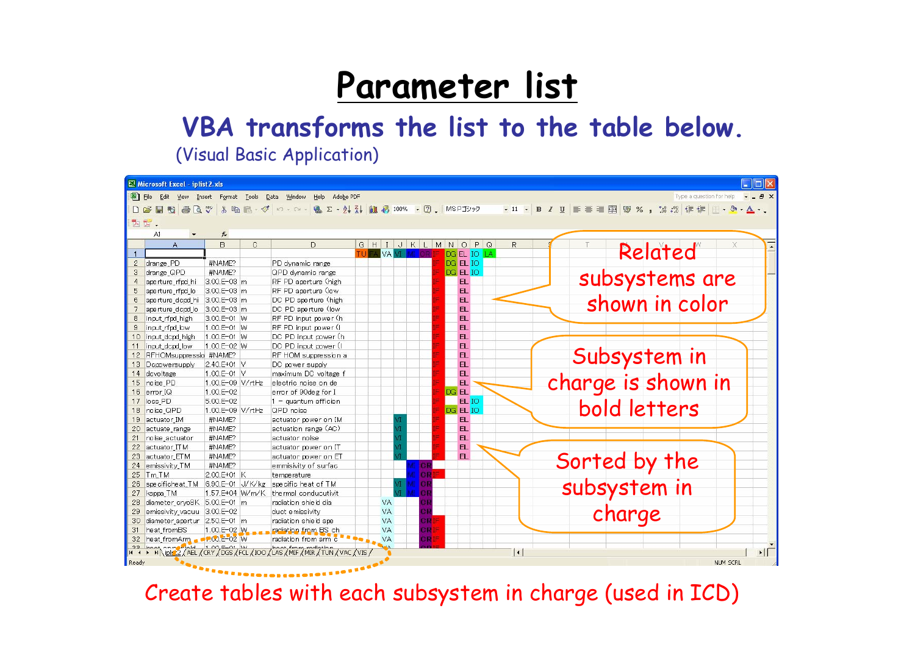# Parameter list

## VBA transforms the list to the table below.

(Visual Basic Application)

| | A | B | C | D | G | H | I | J | K | L | M | N | O | P | Q |
|---|---|---|---|---|---|---|---|---|---|---|---|---|---|---|---|
| 1 | | | | | TU | FA | VA | VI | MI | OR | IF | DG | EL | IO | LA |
| 2 | drange_PD | #NAME? | | PD dynamic range | | | | | | | IF | DG | EL | IO | |
| 3 | drange_QPD | #NAME? | | QPD dynamic range | | | | | | | IF | DG | EL | IO | |
| 4 | aperture_rfpd_hi | 3.00.E-03 | m | RF PD aperture (high | | | | | | | IF | | EL | | |
| 5 | aperture_rfpd_lo | 3.00.E-03 | m | RF PD aperture (low | | | | | | | IF | | EL | | |
| 6 | aperture_dcpd_hi | 3.00.E-03 | m | DC PD aperture (high | | | | | | | IF | | EL | | |
| 7 | aperture_dcpd_lo | 3.00.E-03 | m | DC PD aperture (low | | | | | | | IF | | EL | | |
| 8 | input_rfpd_high | 3.00.E-01 | W | RF PD input power (h | | | | | | | IF | | EL | | |
| 9 | input_rfpd_low | 1.00.E-01 | W | RF PD input power (l | | | | | | | IF | | EL | | |
| 10 | input_dcpd_high | 1.00.E-01 | W | DC PD input power (h | | | | | | | IF | | EL | | |
| 11 | input_dcpd_low | 1.00.E-02 | W | DC PD input power (l | | | | | | | IF | | EL | | |
| 12 | RFHOMsuppressio | #NAME? | | RF HOM suppression a | | | | | | | IF | | EL | | |
| 13 | Dcpowersupply | 2.40.E+01 | V | DC power supply | | | | | | | IF | | EL | | |
| 14 | dcvoltage | 1.00.E-01 | V | maximum DC voltage f | | | | | | | IF | | EL | | |
| 15 | noise_PD | 1.00.E-09 | V/rtHz | electric noise on de | | | | | | | IF | | EL | | |
| 16 | error_IQ | 1.00.E-02 | | error of 90deg for I | | | | | | | IF | DG | EL | | |
| 17 | loss_PD | 5.00.E-02 | | 1 - quantum efficien | | | | | | | IF | | EL | IO | |
| 18 | noise_QPD | 1.00.E-09 | V/rtHz | QPD noise | | | | | | | IF | DG | EL | IO | |
| 19 | actuator_IM | #NAME? | | actuator power on IM | | | | VI | | | IF | | EL | | |
| 20 | actuate_range | #NAME? | | actuation range (AC) | | | | VI | | | IF | | EL | | |
| 21 | noise_actuator | #NAME? | | actuator noise | | | | VI | | | IF | | EL | | |
| 22 | actuator_ITM | #NAME? | | actuator power on IT | | | | VI | | | IF | | EL | | |
| 23 | actuator_ETM | #NAME? | | actuator power on ET | | | | VI | | | IF | | EL | | |
| 24 | emissivity_TM | #NAME? | | emmisivity of surfac | | | | | MI | OR | | | | | |
| 25 | Tm_TM | 2.00.E+01 | K | temperature | | | | | MI | OR | IF | | | | |
| 26 | specificheat_TM | 6.90.E-01 | J/K/kg | specific heat of TM | | | | VI | MI | OR | | | | | |
| 27 | kappa_TM | 1.57.E+04 | W/m/K | thermal conducutivit | | | | VI | MI | OR | | | | | |
| 28 | diameter_cryoBK | 5.00.E-01 | m | radiation shield dia | | | VA | | | OR | | | | | |
| 29 | emissivity_vacuu | 3.00.E-02 | | duct emissivity | | | VA | | | OR | | | | | |
| 30 | diameter_apertur | 2.50.E-01 | m | radiation shield ape | | | VA | | | OR | IF | | | | |
| 31 | heat_fromBS | 1.00.E-02 | W | radiation from BS ch | | | VA | | | OR | IF | | | | |
| 32 | heat_fromArm | 1.00.E-02 | W | radiation from arm c | | | VA | | | OR | IF | | | | |

Sheet tabs: iplist2 / AEL / CRY / DGS / FCL / IOO / LAS / MIF / MIR / TUN / VAC / VIS

Related subsystems are shown in color

Subsystem in charge is shown in bold letters

Sorted by the subsystem in charge

Create tables with each subsystem in charge (used in ICD)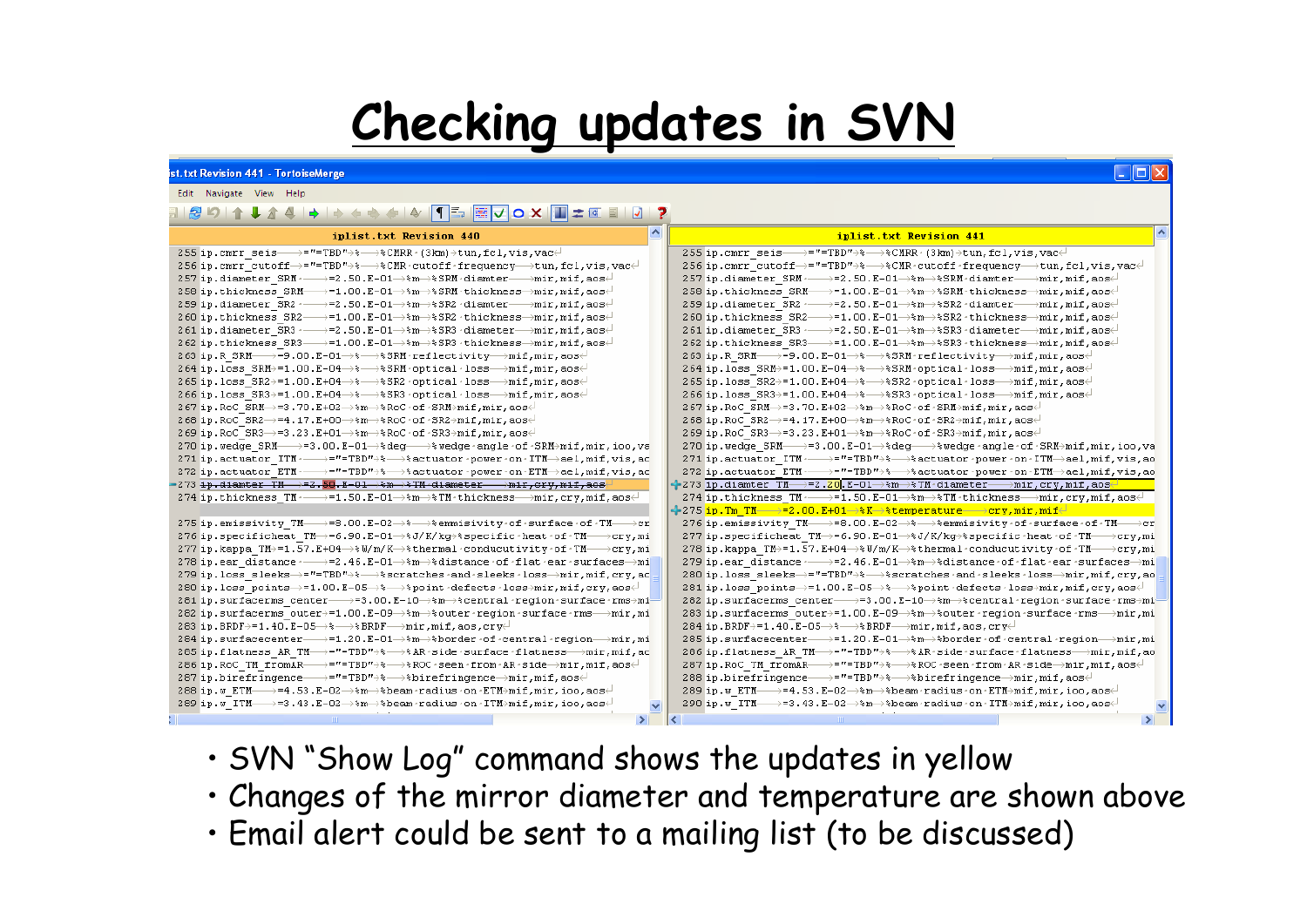# Checking updates in SVN

- SVN "Show Log" command shows the updates in yellow
- Changes of the mirror diameter and temperature are shown above
- Email alert could be sent to a mailing list (to be discussed)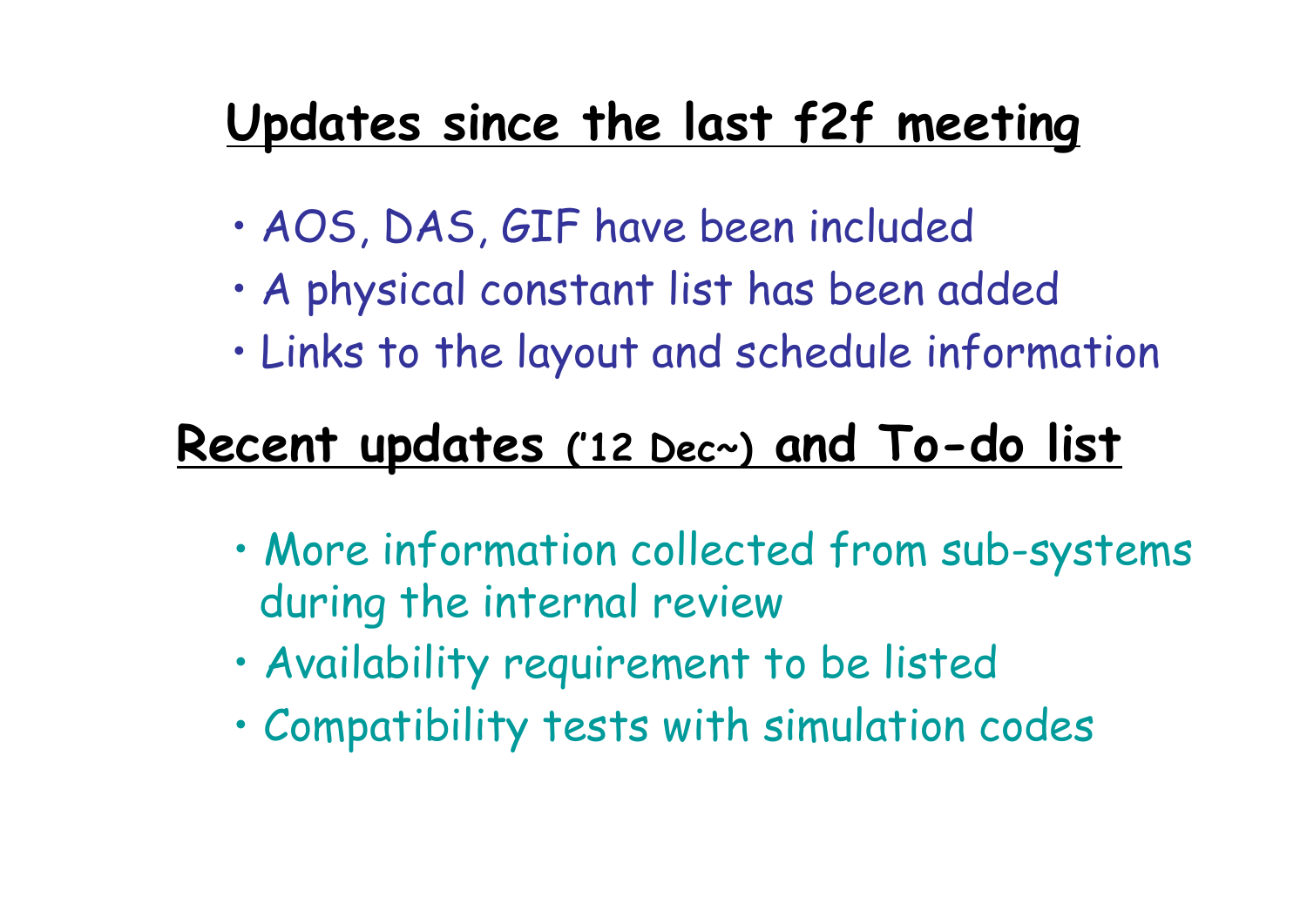## Updates since the last f2f meeting

- AOS, DAS, GIF have been included
- A physical constant list has been added
- Links to the layout and schedule information

## Recent updates ('12 Dec~) and To-do list

- More information collected from sub-systems during the internal review
- Availability requirement to be listed
- Compatibility tests with simulation codes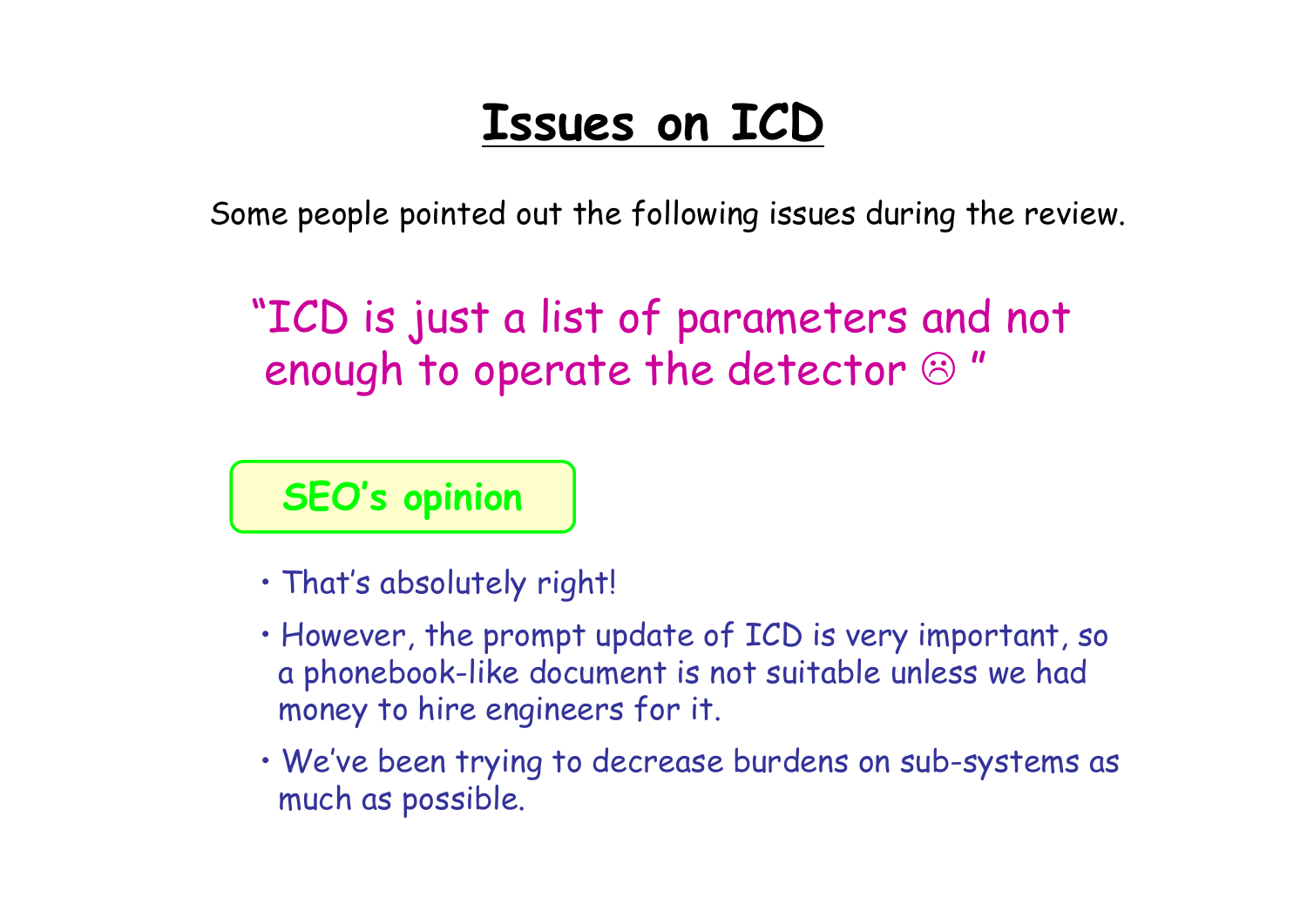# Issues on ICD

Some people pointed out the following issues during the review.

"ICD is just a list of parameters and not enough to operate the detector ☹ "

**SEO's opinion**

- That's absolutely right!
- However, the prompt update of ICD is very important, so a phonebook-like document is not suitable unless we had money to hire engineers for it.
- We've been trying to decrease burdens on sub-systems as much as possible.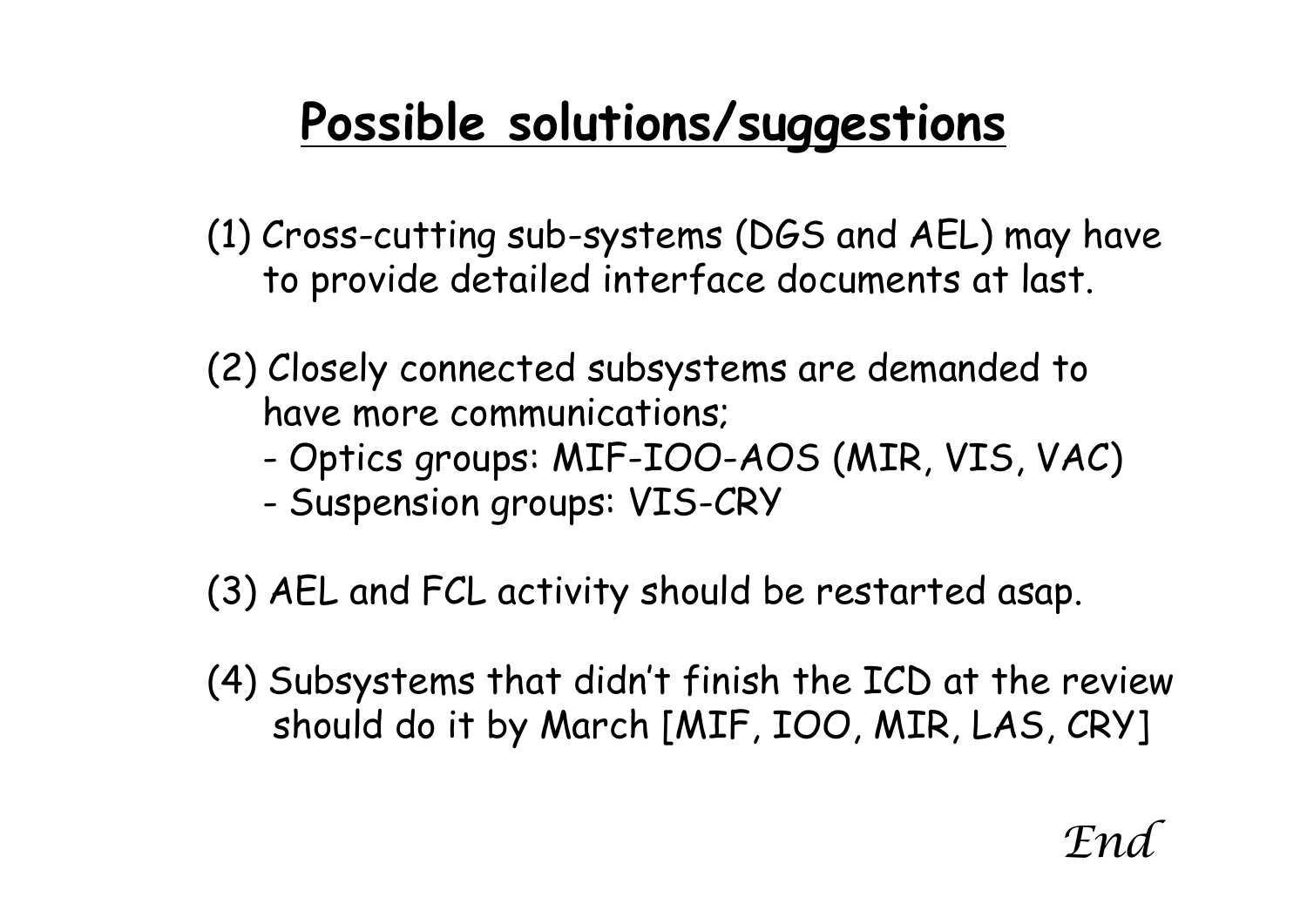# Possible solutions/suggestions

(1) Cross-cutting sub-systems (DGS and AEL) may have to provide detailed interface documents at last.

(2) Closely connected subsystems are demanded to have more communications;
- Optics groups: MIF-IOO-AOS (MIR, VIS, VAC)
- Suspension groups: VIS-CRY

(3) AEL and FCL activity should be restarted asap.

(4) Subsystems that didn't finish the ICD at the review should do it by March [MIF, IOO, MIR, LAS, CRY]

*End*